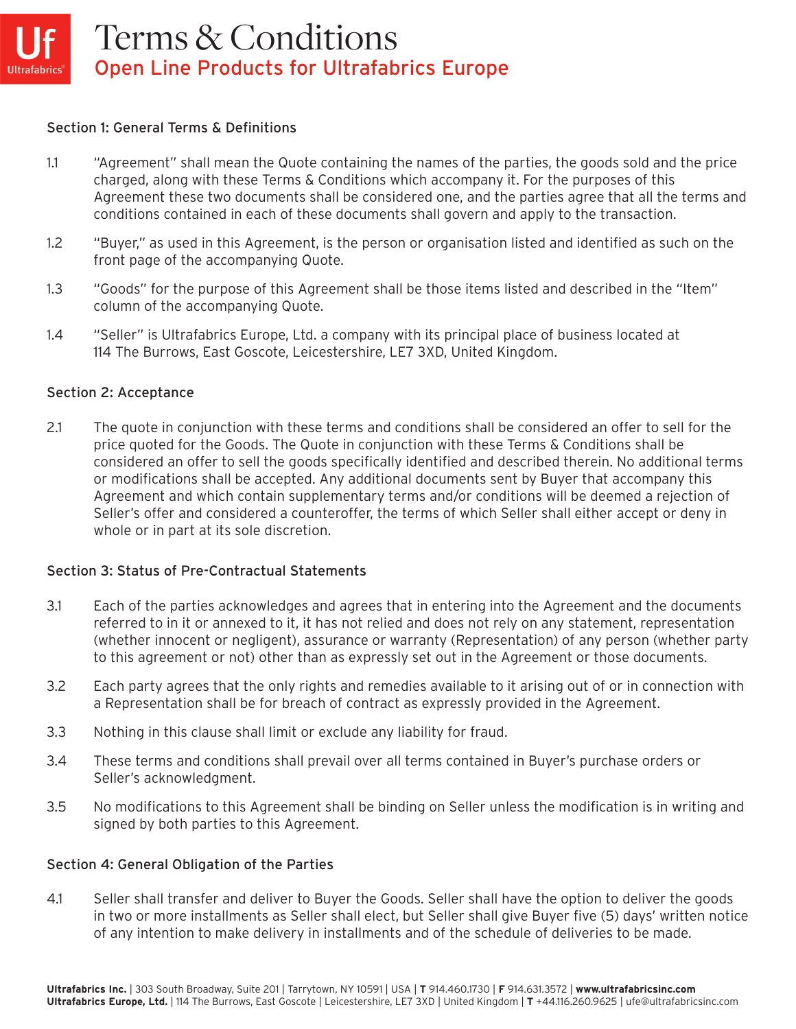# Terms & Conditions

## Open Line Products for Ultrafabrics Europe

### Section 1: General Terms & Definitions

1.1 "Agreement" shall mean the Quote containing the names of the parties, the goods sold and the price charged, along with these Terms & Conditions which accompany it. For the purposes of this Agreement these two documents shall be considered one, and the parties agree that all the terms and conditions contained in each of these documents shall govern and apply to the transaction.

1.2 "Buyer," as used in this Agreement, is the person or organisation listed and identified as such on the front page of the accompanying Quote.

1.3 "Goods" for the purpose of this Agreement shall be those items listed and described in the "Item" column of the accompanying Quote.

1.4 "Seller" is Ultrafabrics Europe, Ltd. a company with its principal place of business located at 114 The Burrows, East Goscote, Leicestershire, LE7 3XD, United Kingdom.

### Section 2: Acceptance

2.1 The quote in conjunction with these terms and conditions shall be considered an offer to sell for the price quoted for the Goods. The Quote in conjunction with these Terms & Conditions shall be considered an offer to sell the goods specifically identified and described therein. No additional terms or modifications shall be accepted. Any additional documents sent by Buyer that accompany this Agreement and which contain supplementary terms and/or conditions will be deemed a rejection of Seller's offer and considered a counteroffer, the terms of which Seller shall either accept or deny in whole or in part at its sole discretion.

### Section 3: Status of Pre-Contractual Statements

3.1 Each of the parties acknowledges and agrees that in entering into the Agreement and the documents referred to in it or annexed to it, it has not relied and does not rely on any statement, representation (whether innocent or negligent), assurance or warranty (Representation) of any person (whether party to this agreement or not) other than as expressly set out in the Agreement or those documents.

3.2 Each party agrees that the only rights and remedies available to it arising out of or in connection with a Representation shall be for breach of contract as expressly provided in the Agreement.

3.3 Nothing in this clause shall limit or exclude any liability for fraud.

3.4 These terms and conditions shall prevail over all terms contained in Buyer's purchase orders or Seller's acknowledgment.

3.5 No modifications to this Agreement shall be binding on Seller unless the modification is in writing and signed by both parties to this Agreement.

### Section 4: General Obligation of the Parties

4.1 Seller shall transfer and deliver to Buyer the Goods. Seller shall have the option to deliver the goods in two or more installments as Seller shall elect, but Seller shall give Buyer five (5) days' written notice of any intention to make delivery in installments and of the schedule of deliveries to be made.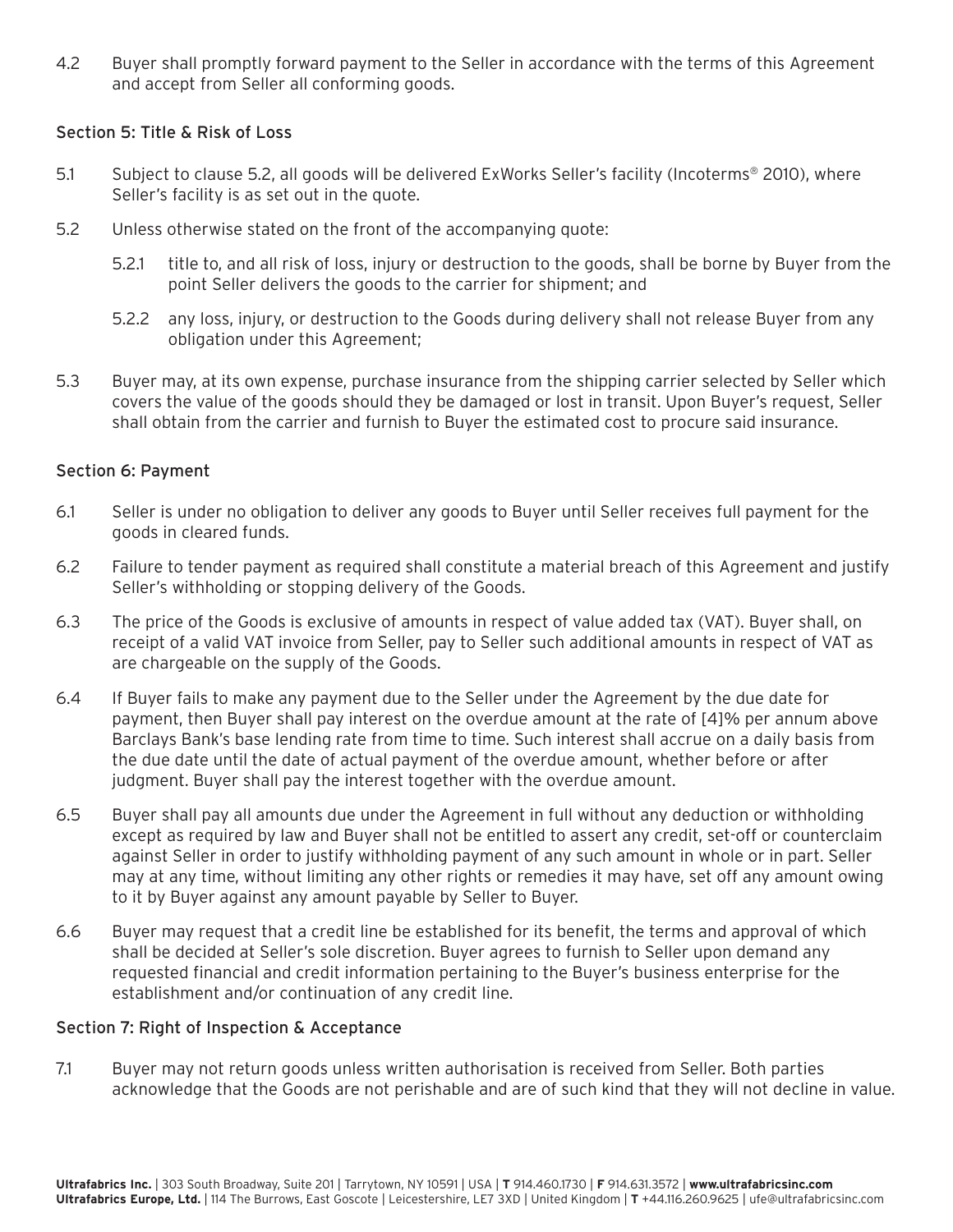4.2 Buyer shall promptly forward payment to the Seller in accordance with the terms of this Agreement and accept from Seller all conforming goods.

### Section 5: Title & Risk of Loss

5.1 Subject to clause 5.2, all goods will be delivered ExWorks Seller's facility (Incoterms® 2010), where Seller's facility is as set out in the quote.

5.2 Unless otherwise stated on the front of the accompanying quote:

5.2.1 title to, and all risk of loss, injury or destruction to the goods, shall be borne by Buyer from the point Seller delivers the goods to the carrier for shipment; and

5.2.2 any loss, injury, or destruction to the Goods during delivery shall not release Buyer from any obligation under this Agreement;

5.3 Buyer may, at its own expense, purchase insurance from the shipping carrier selected by Seller which covers the value of the goods should they be damaged or lost in transit. Upon Buyer's request, Seller shall obtain from the carrier and furnish to Buyer the estimated cost to procure said insurance.

### Section 6: Payment

6.1 Seller is under no obligation to deliver any goods to Buyer until Seller receives full payment for the goods in cleared funds.

6.2 Failure to tender payment as required shall constitute a material breach of this Agreement and justify Seller's withholding or stopping delivery of the Goods.

6.3 The price of the Goods is exclusive of amounts in respect of value added tax (VAT). Buyer shall, on receipt of a valid VAT invoice from Seller, pay to Seller such additional amounts in respect of VAT as are chargeable on the supply of the Goods.

6.4 If Buyer fails to make any payment due to the Seller under the Agreement by the due date for payment, then Buyer shall pay interest on the overdue amount at the rate of [4]% per annum above Barclays Bank's base lending rate from time to time. Such interest shall accrue on a daily basis from the due date until the date of actual payment of the overdue amount, whether before or after judgment. Buyer shall pay the interest together with the overdue amount.

6.5 Buyer shall pay all amounts due under the Agreement in full without any deduction or withholding except as required by law and Buyer shall not be entitled to assert any credit, set-off or counterclaim against Seller in order to justify withholding payment of any such amount in whole or in part. Seller may at any time, without limiting any other rights or remedies it may have, set off any amount owing to it by Buyer against any amount payable by Seller to Buyer.

6.6 Buyer may request that a credit line be established for its benefit, the terms and approval of which shall be decided at Seller's sole discretion. Buyer agrees to furnish to Seller upon demand any requested financial and credit information pertaining to the Buyer's business enterprise for the establishment and/or continuation of any credit line.

### Section 7: Right of Inspection & Acceptance

7.1 Buyer may not return goods unless written authorisation is received from Seller. Both parties acknowledge that the Goods are not perishable and are of such kind that they will not decline in value.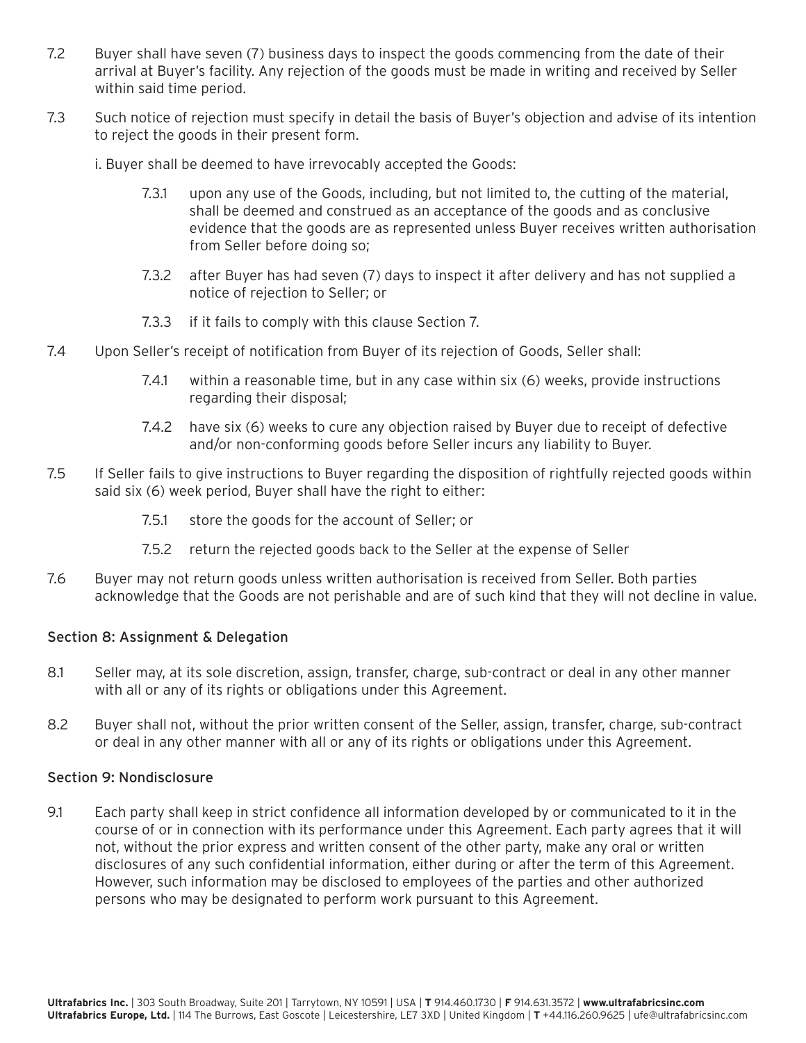7.2 Buyer shall have seven (7) business days to inspect the goods commencing from the date of their arrival at Buyer's facility. Any rejection of the goods must be made in writing and received by Seller within said time period.

7.3 Such notice of rejection must specify in detail the basis of Buyer's objection and advise of its intention to reject the goods in their present form.

i. Buyer shall be deemed to have irrevocably accepted the Goods:

7.3.1 upon any use of the Goods, including, but not limited to, the cutting of the material, shall be deemed and construed as an acceptance of the goods and as conclusive evidence that the goods are as represented unless Buyer receives written authorisation from Seller before doing so;

7.3.2 after Buyer has had seven (7) days to inspect it after delivery and has not supplied a notice of rejection to Seller; or

7.3.3 if it fails to comply with this clause Section 7.

7.4 Upon Seller's receipt of notification from Buyer of its rejection of Goods, Seller shall:

7.4.1 within a reasonable time, but in any case within six (6) weeks, provide instructions regarding their disposal;

7.4.2 have six (6) weeks to cure any objection raised by Buyer due to receipt of defective and/or non-conforming goods before Seller incurs any liability to Buyer.

7.5 If Seller fails to give instructions to Buyer regarding the disposition of rightfully rejected goods within said six (6) week period, Buyer shall have the right to either:

7.5.1 store the goods for the account of Seller; or

7.5.2 return the rejected goods back to the Seller at the expense of Seller

7.6 Buyer may not return goods unless written authorisation is received from Seller. Both parties acknowledge that the Goods are not perishable and are of such kind that they will not decline in value.

## Section 8: Assignment & Delegation

8.1 Seller may, at its sole discretion, assign, transfer, charge, sub-contract or deal in any other manner with all or any of its rights or obligations under this Agreement.

8.2 Buyer shall not, without the prior written consent of the Seller, assign, transfer, charge, sub-contract or deal in any other manner with all or any of its rights or obligations under this Agreement.

## Section 9: Nondisclosure

9.1 Each party shall keep in strict confidence all information developed by or communicated to it in the course of or in connection with its performance under this Agreement. Each party agrees that it will not, without the prior express and written consent of the other party, make any oral or written disclosures of any such confidential information, either during or after the term of this Agreement. However, such information may be disclosed to employees of the parties and other authorized persons who may be designated to perform work pursuant to this Agreement.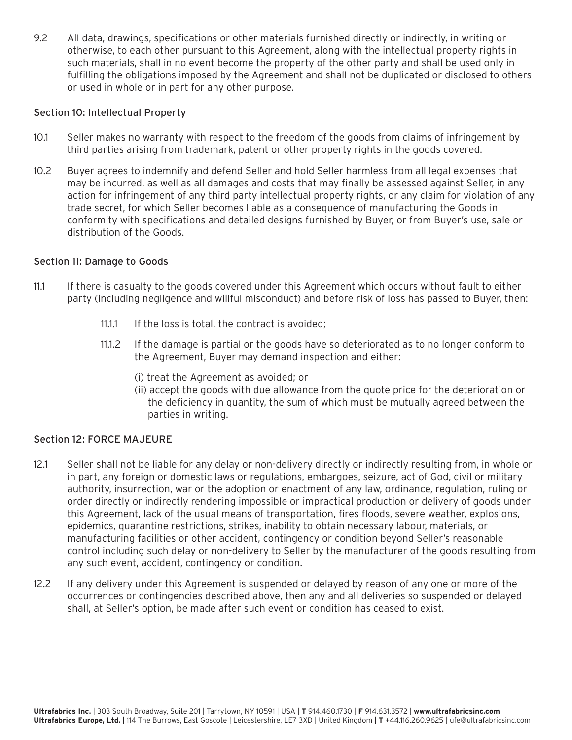9.2 All data, drawings, specifications or other materials furnished directly or indirectly, in writing or otherwise, to each other pursuant to this Agreement, along with the intellectual property rights in such materials, shall in no event become the property of the other party and shall be used only in fulfilling the obligations imposed by the Agreement and shall not be duplicated or disclosed to others or used in whole or in part for any other purpose.

## Section 10: Intellectual Property

10.1 Seller makes no warranty with respect to the freedom of the goods from claims of infringement by third parties arising from trademark, patent or other property rights in the goods covered.

10.2 Buyer agrees to indemnify and defend Seller and hold Seller harmless from all legal expenses that may be incurred, as well as all damages and costs that may finally be assessed against Seller, in any action for infringement of any third party intellectual property rights, or any claim for violation of any trade secret, for which Seller becomes liable as a consequence of manufacturing the Goods in conformity with specifications and detailed designs furnished by Buyer, or from Buyer's use, sale or distribution of the Goods.

## Section 11: Damage to Goods

11.1 If there is casualty to the goods covered under this Agreement which occurs without fault to either party (including negligence and willful misconduct) and before risk of loss has passed to Buyer, then:

11.1.1 If the loss is total, the contract is avoided;

11.1.2 If the damage is partial or the goods have so deteriorated as to no longer conform to the Agreement, Buyer may demand inspection and either:

(i) treat the Agreement as avoided; or
(ii) accept the goods with due allowance from the quote price for the deterioration or the deficiency in quantity, the sum of which must be mutually agreed between the parties in writing.

## Section 12: FORCE MAJEURE

12.1 Seller shall not be liable for any delay or non-delivery directly or indirectly resulting from, in whole or in part, any foreign or domestic laws or regulations, embargoes, seizure, act of God, civil or military authority, insurrection, war or the adoption or enactment of any law, ordinance, regulation, ruling or order directly or indirectly rendering impossible or impractical production or delivery of goods under this Agreement, lack of the usual means of transportation, fires floods, severe weather, explosions, epidemics, quarantine restrictions, strikes, inability to obtain necessary labour, materials, or manufacturing facilities or other accident, contingency or condition beyond Seller's reasonable control including such delay or non-delivery to Seller by the manufacturer of the goods resulting from any such event, accident, contingency or condition.

12.2 If any delivery under this Agreement is suspended or delayed by reason of any one or more of the occurrences or contingencies described above, then any and all deliveries so suspended or delayed shall, at Seller's option, be made after such event or condition has ceased to exist.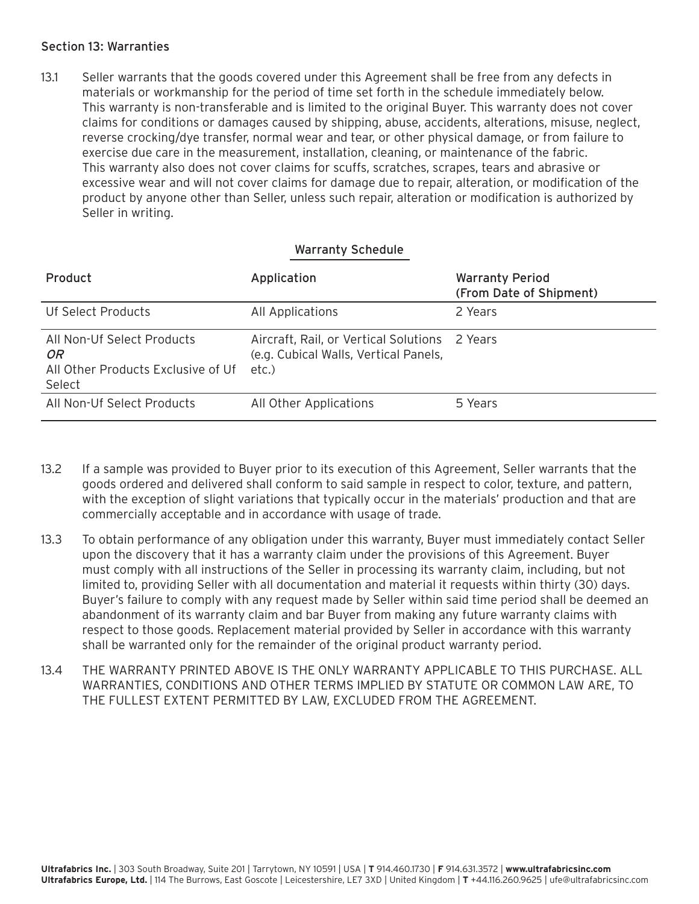## Section 13: Warranties

13.1 Seller warrants that the goods covered under this Agreement shall be free from any defects in materials or workmanship for the period of time set forth in the schedule immediately below. This warranty is non-transferable and is limited to the original Buyer. This warranty does not cover claims for conditions or damages caused by shipping, abuse, accidents, alterations, misuse, neglect, reverse crocking/dye transfer, normal wear and tear, or other physical damage, or from failure to exercise due care in the measurement, installation, cleaning, or maintenance of the fabric. This warranty also does not cover claims for scuffs, scratches, scrapes, tears and abrasive or excessive wear and will not cover claims for damage due to repair, alteration, or modification of the product by anyone other than Seller, unless such repair, alteration or modification is authorized by Seller in writing.

**Warranty Schedule**

| Product | Application | Warranty Period (From Date of Shipment) |
|---|---|---|
| Uf Select Products | All Applications | 2 Years |
| All Non-Uf Select Products *OR* All Other Products Exclusive of Uf Select | Aircraft, Rail, or Vertical Solutions (e.g. Cubical Walls, Vertical Panels, etc.) | 2 Years |
| All Non-Uf Select Products | All Other Applications | 5 Years |

13.2 If a sample was provided to Buyer prior to its execution of this Agreement, Seller warrants that the goods ordered and delivered shall conform to said sample in respect to color, texture, and pattern, with the exception of slight variations that typically occur in the materials' production and that are commercially acceptable and in accordance with usage of trade.

13.3 To obtain performance of any obligation under this warranty, Buyer must immediately contact Seller upon the discovery that it has a warranty claim under the provisions of this Agreement. Buyer must comply with all instructions of the Seller in processing its warranty claim, including, but not limited to, providing Seller with all documentation and material it requests within thirty (30) days. Buyer's failure to comply with any request made by Seller within said time period shall be deemed an abandonment of its warranty claim and bar Buyer from making any future warranty claims with respect to those goods. Replacement material provided by Seller in accordance with this warranty shall be warranted only for the remainder of the original product warranty period.

13.4 THE WARRANTY PRINTED ABOVE IS THE ONLY WARRANTY APPLICABLE TO THIS PURCHASE. ALL WARRANTIES, CONDITIONS AND OTHER TERMS IMPLIED BY STATUTE OR COMMON LAW ARE, TO THE FULLEST EXTENT PERMITTED BY LAW, EXCLUDED FROM THE AGREEMENT.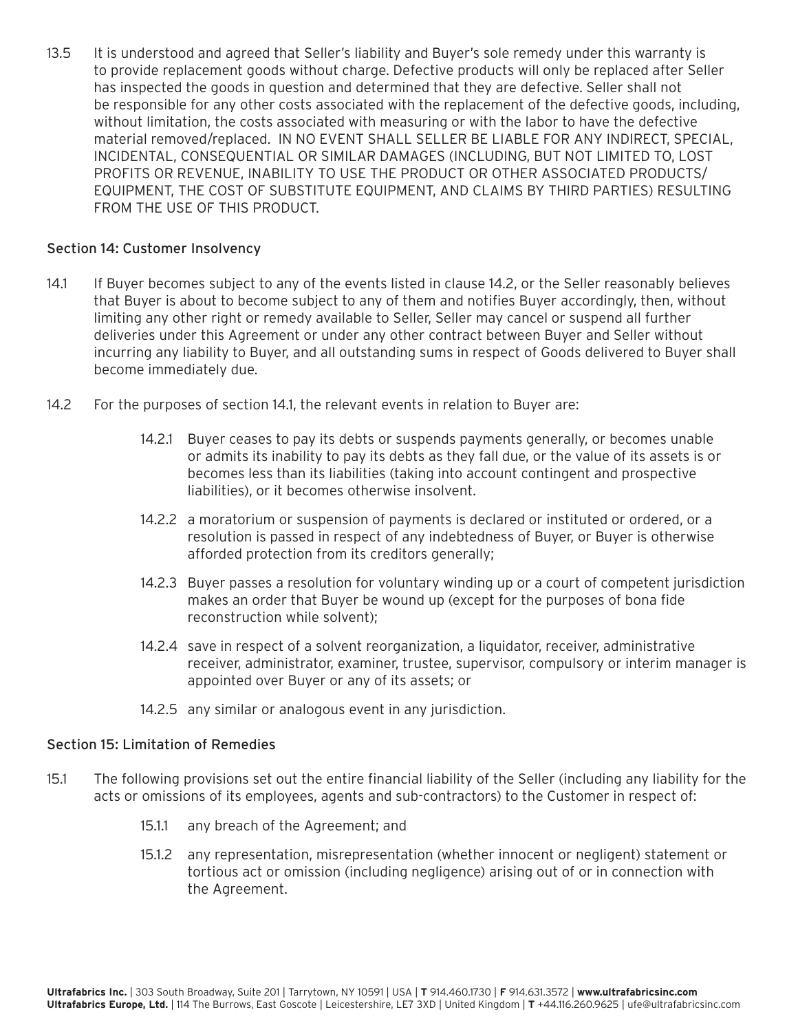13.5 It is understood and agreed that Seller's liability and Buyer's sole remedy under this warranty is to provide replacement goods without charge. Defective products will only be replaced after Seller has inspected the goods in question and determined that they are defective. Seller shall not be responsible for any other costs associated with the replacement of the defective goods, including, without limitation, the costs associated with measuring or with the labor to have the defective material removed/replaced. IN NO EVENT SHALL SELLER BE LIABLE FOR ANY INDIRECT, SPECIAL, INCIDENTAL, CONSEQUENTIAL OR SIMILAR DAMAGES (INCLUDING, BUT NOT LIMITED TO, LOST PROFITS OR REVENUE, INABILITY TO USE THE PRODUCT OR OTHER ASSOCIATED PRODUCTS/EQUIPMENT, THE COST OF SUBSTITUTE EQUIPMENT, AND CLAIMS BY THIRD PARTIES) RESULTING FROM THE USE OF THIS PRODUCT.

## Section 14: Customer Insolvency

14.1 If Buyer becomes subject to any of the events listed in clause 14.2, or the Seller reasonably believes that Buyer is about to become subject to any of them and notifies Buyer accordingly, then, without limiting any other right or remedy available to Seller, Seller may cancel or suspend all further deliveries under this Agreement or under any other contract between Buyer and Seller without incurring any liability to Buyer, and all outstanding sums in respect of Goods delivered to Buyer shall become immediately due.

14.2 For the purposes of section 14.1, the relevant events in relation to Buyer are:

- 14.2.1 Buyer ceases to pay its debts or suspends payments generally, or becomes unable or admits its inability to pay its debts as they fall due, or the value of its assets is or becomes less than its liabilities (taking into account contingent and prospective liabilities), or it becomes otherwise insolvent.
- 14.2.2 a moratorium or suspension of payments is declared or instituted or ordered, or a resolution is passed in respect of any indebtedness of Buyer, or Buyer is otherwise afforded protection from its creditors generally;
- 14.2.3 Buyer passes a resolution for voluntary winding up or a court of competent jurisdiction makes an order that Buyer be wound up (except for the purposes of bona fide reconstruction while solvent);
- 14.2.4 save in respect of a solvent reorganization, a liquidator, receiver, administrative receiver, administrator, examiner, trustee, supervisor, compulsory or interim manager is appointed over Buyer or any of its assets; or
- 14.2.5 any similar or analogous event in any jurisdiction.

## Section 15: Limitation of Remedies

15.1 The following provisions set out the entire financial liability of the Seller (including any liability for the acts or omissions of its employees, agents and sub-contractors) to the Customer in respect of:

- 15.1.1 any breach of the Agreement; and
- 15.1.2 any representation, misrepresentation (whether innocent or negligent) statement or tortious act or omission (including negligence) arising out of or in connection with the Agreement.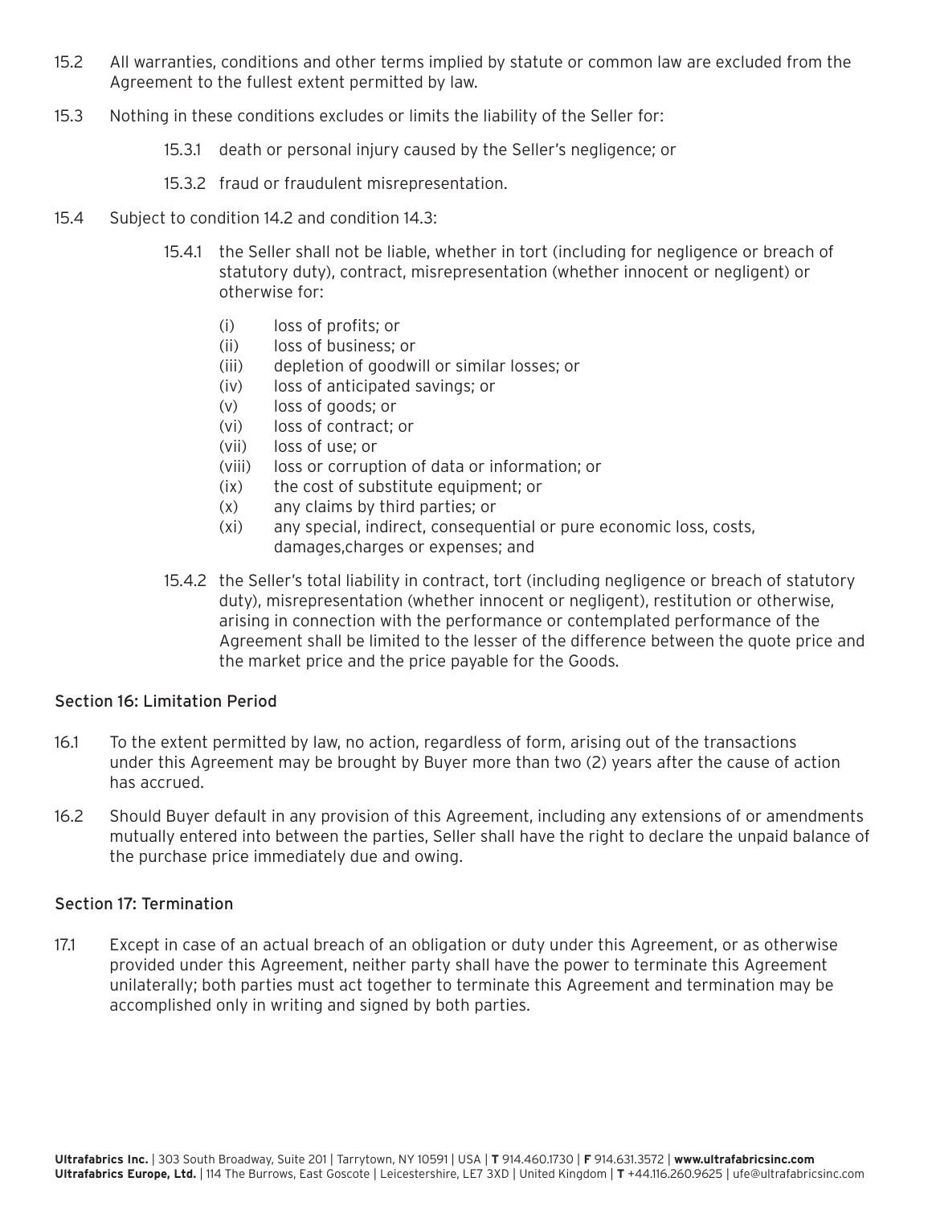15.2 All warranties, conditions and other terms implied by statute or common law are excluded from the Agreement to the fullest extent permitted by law.

15.3 Nothing in these conditions excludes or limits the liability of the Seller for:

> 15.3.1 death or personal injury caused by the Seller's negligence; or
>
> 15.3.2 fraud or fraudulent misrepresentation.

15.4 Subject to condition 14.2 and condition 14.3:

> 15.4.1 the Seller shall not be liable, whether in tort (including for negligence or breach of statutory duty), contract, misrepresentation (whether innocent or negligent) or otherwise for:
>
> (i) loss of profits; or
> (ii) loss of business; or
> (iii) depletion of goodwill or similar losses; or
> (iv) loss of anticipated savings; or
> (v) loss of goods; or
> (vi) loss of contract; or
> (vii) loss of use; or
> (viii) loss or corruption of data or information; or
> (ix) the cost of substitute equipment; or
> (x) any claims by third parties; or
> (xi) any special, indirect, consequential or pure economic loss, costs, damages,charges or expenses; and
>
> 15.4.2 the Seller's total liability in contract, tort (including negligence or breach of statutory duty), misrepresentation (whether innocent or negligent), restitution or otherwise, arising in connection with the performance or contemplated performance of the Agreement shall be limited to the lesser of the difference between the quote price and the market price and the price payable for the Goods.

## Section 16: Limitation Period

16.1 To the extent permitted by law, no action, regardless of form, arising out of the transactions under this Agreement may be brought by Buyer more than two (2) years after the cause of action has accrued.

16.2 Should Buyer default in any provision of this Agreement, including any extensions of or amendments mutually entered into between the parties, Seller shall have the right to declare the unpaid balance of the purchase price immediately due and owing.

## Section 17: Termination

17.1 Except in case of an actual breach of an obligation or duty under this Agreement, or as otherwise provided under this Agreement, neither party shall have the power to terminate this Agreement unilaterally; both parties must act together to terminate this Agreement and termination may be accomplished only in writing and signed by both parties.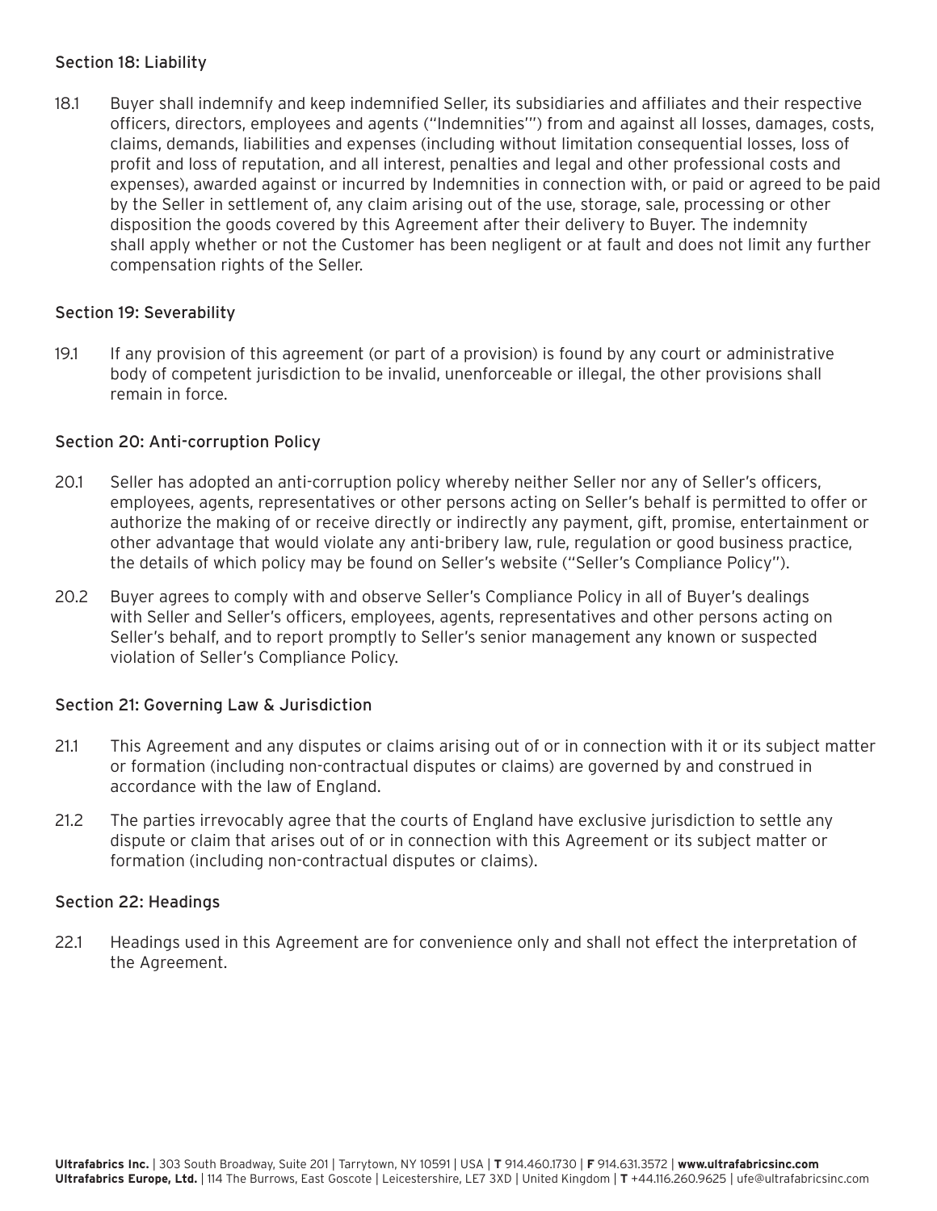### Section 18: Liability

18.1 Buyer shall indemnify and keep indemnified Seller, its subsidiaries and affiliates and their respective officers, directors, employees and agents ("Indemnities'") from and against all losses, damages, costs, claims, demands, liabilities and expenses (including without limitation consequential losses, loss of profit and loss of reputation, and all interest, penalties and legal and other professional costs and expenses), awarded against or incurred by Indemnities in connection with, or paid or agreed to be paid by the Seller in settlement of, any claim arising out of the use, storage, sale, processing or other disposition the goods covered by this Agreement after their delivery to Buyer. The indemnity shall apply whether or not the Customer has been negligent or at fault and does not limit any further compensation rights of the Seller.

### Section 19: Severability

19.1 If any provision of this agreement (or part of a provision) is found by any court or administrative body of competent jurisdiction to be invalid, unenforceable or illegal, the other provisions shall remain in force.

### Section 20: Anti-corruption Policy

20.1 Seller has adopted an anti-corruption policy whereby neither Seller nor any of Seller's officers, employees, agents, representatives or other persons acting on Seller's behalf is permitted to offer or authorize the making of or receive directly or indirectly any payment, gift, promise, entertainment or other advantage that would violate any anti-bribery law, rule, regulation or good business practice, the details of which policy may be found on Seller's website ("Seller's Compliance Policy").

20.2 Buyer agrees to comply with and observe Seller's Compliance Policy in all of Buyer's dealings with Seller and Seller's officers, employees, agents, representatives and other persons acting on Seller's behalf, and to report promptly to Seller's senior management any known or suspected violation of Seller's Compliance Policy.

### Section 21: Governing Law & Jurisdiction

21.1 This Agreement and any disputes or claims arising out of or in connection with it or its subject matter or formation (including non-contractual disputes or claims) are governed by and construed in accordance with the law of England.

21.2 The parties irrevocably agree that the courts of England have exclusive jurisdiction to settle any dispute or claim that arises out of or in connection with this Agreement or its subject matter or formation (including non-contractual disputes or claims).

### Section 22: Headings

22.1 Headings used in this Agreement are for convenience only and shall not effect the interpretation of the Agreement.